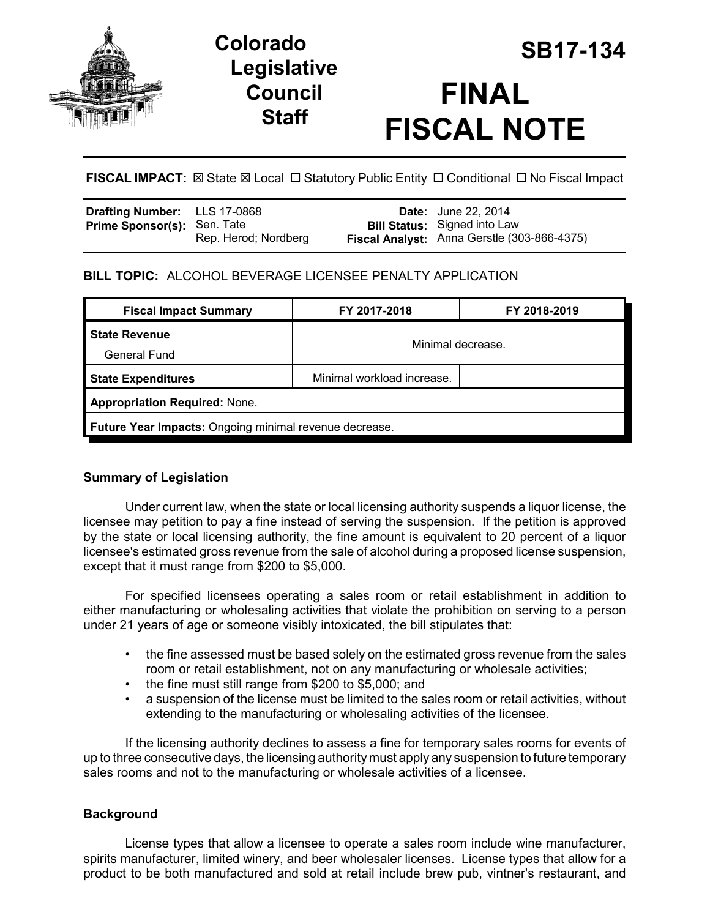# Colorado Legislative Council Staff

# SB17-134

# FINAL FISCAL NOTE

**FISCAL IMPACT:** ☒ State ☒ Local ☐ Statutory Public Entity ☐ Conditional ☐ No Fiscal Impact

| | | | |
|---|---|---|---|
| **Drafting Number:** | LLS 17-0868 | **Date:** | June 22, 2014 |
| **Prime Sponsor(s):** | Sen. Tate<br>Rep. Herod; Nordberg | **Bill Status:** | Signed into Law |
| | | **Fiscal Analyst:** | Anna Gerstle (303-866-4375) |

**BILL TOPIC:** ALCOHOL BEVERAGE LICENSEE PENALTY APPLICATION

| Fiscal Impact Summary | FY 2017-2018 | FY 2018-2019 |
|---|---|---|
| **State Revenue**<br>General Fund | Minimal decrease. | |
| **State Expenditures** | Minimal workload increase. | |
| **Appropriation Required:** None. | | |
| **Future Year Impacts:** Ongoing minimal revenue decrease. | | |

### Summary of Legislation

Under current law, when the state or local licensing authority suspends a liquor license, the licensee may petition to pay a fine instead of serving the suspension. If the petition is approved by the state or local licensing authority, the fine amount is equivalent to 20 percent of a liquor licensee's estimated gross revenue from the sale of alcohol during a proposed license suspension, except that it must range from $200 to $5,000.

For specified licensees operating a sales room or retail establishment in addition to either manufacturing or wholesaling activities that violate the prohibition on serving to a person under 21 years of age or someone visibly intoxicated, the bill stipulates that:

- the fine assessed must be based solely on the estimated gross revenue from the sales room or retail establishment, not on any manufacturing or wholesale activities;
- the fine must still range from $200 to $5,000; and
- a suspension of the license must be limited to the sales room or retail activities, without extending to the manufacturing or wholesaling activities of the licensee.

If the licensing authority declines to assess a fine for temporary sales rooms for events of up to three consecutive days, the licensing authority must apply any suspension to future temporary sales rooms and not to the manufacturing or wholesale activities of a licensee.

### Background

License types that allow a licensee to operate a sales room include wine manufacturer, spirits manufacturer, limited winery, and beer wholesaler licenses. License types that allow for a product to be both manufactured and sold at retail include brew pub, vintner's restaurant, and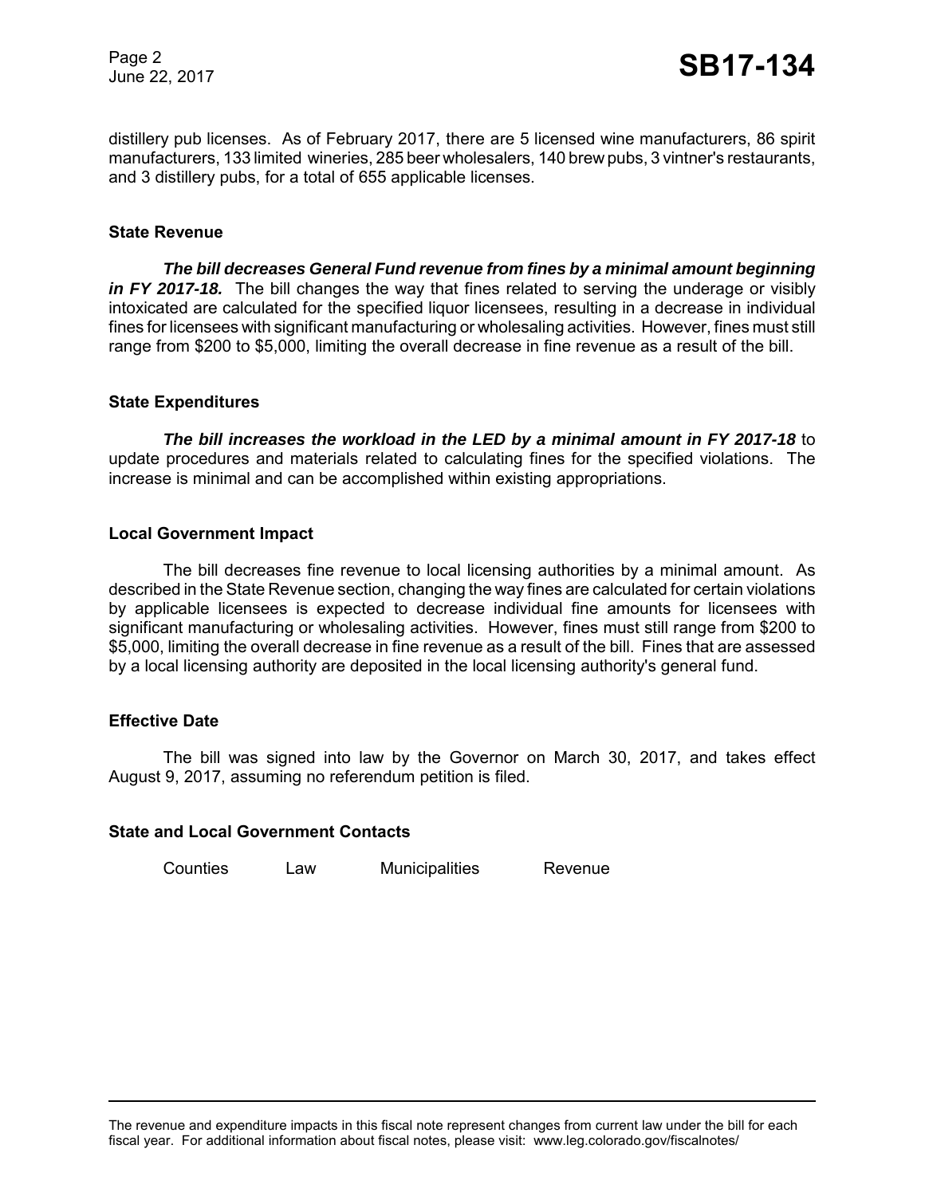distillery pub licenses. As of February 2017, there are 5 licensed wine manufacturers, 86 spirit manufacturers, 133 limited wineries, 285 beer wholesalers, 140 brew pubs, 3 vintner's restaurants, and 3 distillery pubs, for a total of 655 applicable licenses.

### State Revenue

***The bill decreases General Fund revenue from fines by a minimal amount beginning in FY 2017-18.*** The bill changes the way that fines related to serving the underage or visibly intoxicated are calculated for the specified liquor licensees, resulting in a decrease in individual fines for licensees with significant manufacturing or wholesaling activities. However, fines must still range from $200 to $5,000, limiting the overall decrease in fine revenue as a result of the bill.

### State Expenditures

***The bill increases the workload in the LED by a minimal amount in FY 2017-18*** to update procedures and materials related to calculating fines for the specified violations. The increase is minimal and can be accomplished within existing appropriations.

### Local Government Impact

The bill decreases fine revenue to local licensing authorities by a minimal amount. As described in the State Revenue section, changing the way fines are calculated for certain violations by applicable licensees is expected to decrease individual fine amounts for licensees with significant manufacturing or wholesaling activities. However, fines must still range from $200 to $5,000, limiting the overall decrease in fine revenue as a result of the bill. Fines that are assessed by a local licensing authority are deposited in the local licensing authority's general fund.

### Effective Date

The bill was signed into law by the Governor on March 30, 2017, and takes effect August 9, 2017, assuming no referendum petition is filed.

### State and Local Government Contacts

Counties    Law    Municipalities    Revenue

The revenue and expenditure impacts in this fiscal note represent changes from current law under the bill for each fiscal year. For additional information about fiscal notes, please visit: www.leg.colorado.gov/fiscalnotes/